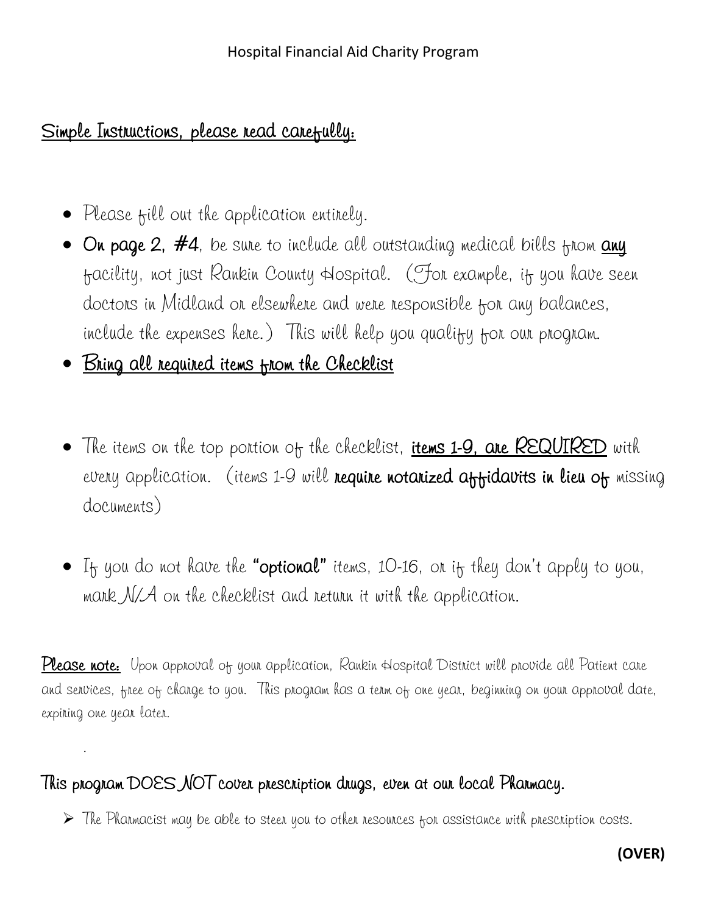# Hospital Financial Aid Charity Program

## <u>Simple Instructions, please read carefully:</u>

- Please fill out the application entirely.
- **On page 2, #4**, be sure to include all outstanding medical bills from **<u>any</u>** facility, not just Rankin County Hospital. (For example, if you have seen doctors in Midland or elsewhere and were responsible for any balances, include the expenses here.) This will help you qualify for our program.
- <u>Bring all required items from the Checklist</u>

- The items on the top portion of the checklist, **<u>items 1-9, are REQUIRED</u>** with every application. (items 1-9 will **require notarized affidavits in lieu of** missing documents)

- If you do not have the **"optional"** items, 10-16, or if they don't apply to you, mark N/A on the checklist and return it with the application.

**<u>Please note:</u>** Upon approval of your application, Rankin Hospital District will provide all Patient care and services, free of charge to you. This program has a term of one year, beginning on your approval date, expiring one year later.

.

## This program DOES NOT cover prescription drugs, even at our local Pharmacy.

- The Pharmacist may be able to steer you to other resources for assistance with prescription costs.

**(OVER)**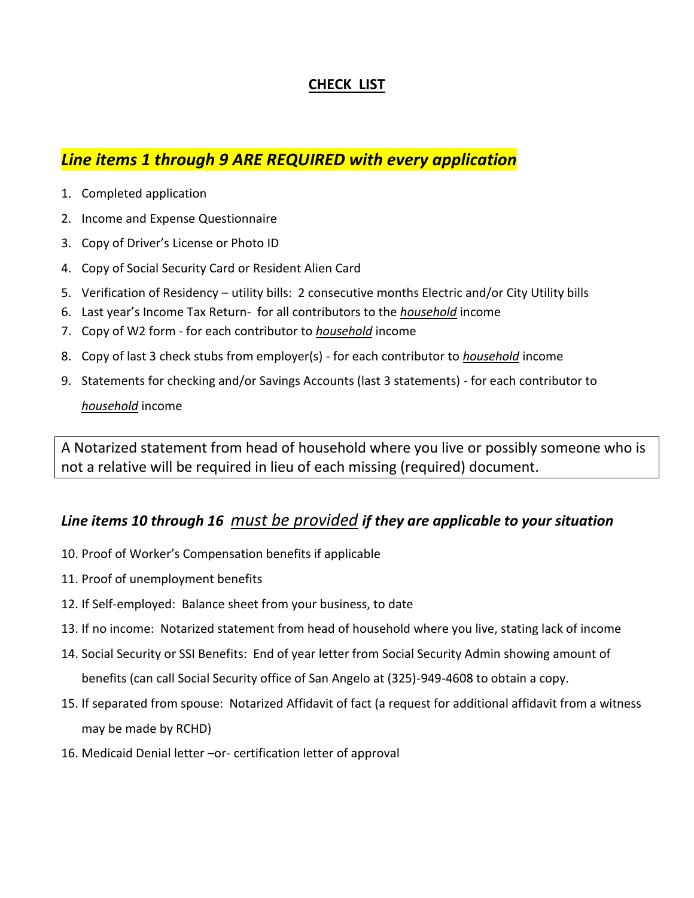# CHECK LIST

### *Line items 1 through 9 ARE REQUIRED with every application*

1. Completed application
2. Income and Expense Questionnaire
3. Copy of Driver's License or Photo ID
4. Copy of Social Security Card or Resident Alien Card
5. Verification of Residency – utility bills: 2 consecutive months Electric and/or City Utility bills
6. Last year's Income Tax Return- for all contributors to the ***household*** income
7. Copy of W2 form - for each contributor to ***household*** income
8. Copy of last 3 check stubs from employer(s) - for each contributor to ***household*** income
9. Statements for checking and/or Savings Accounts (last 3 statements) - for each contributor to *household* income

A Notarized statement from head of household where you live or possibly someone who is not a relative will be required in lieu of each missing (required) document.

### *Line items 10 through 16 must be provided if they are applicable to your situation*

10. Proof of Worker's Compensation benefits if applicable
11. Proof of unemployment benefits
12. If Self-employed: Balance sheet from your business, to date
13. If no income: Notarized statement from head of household where you live, stating lack of income
14. Social Security or SSI Benefits: End of year letter from Social Security Admin showing amount of benefits (can call Social Security office of San Angelo at (325)-949-4608 to obtain a copy.
15. If separated from spouse: Notarized Affidavit of fact (a request for additional affidavit from a witness may be made by RCHD)
16. Medicaid Denial letter –or- certification letter of approval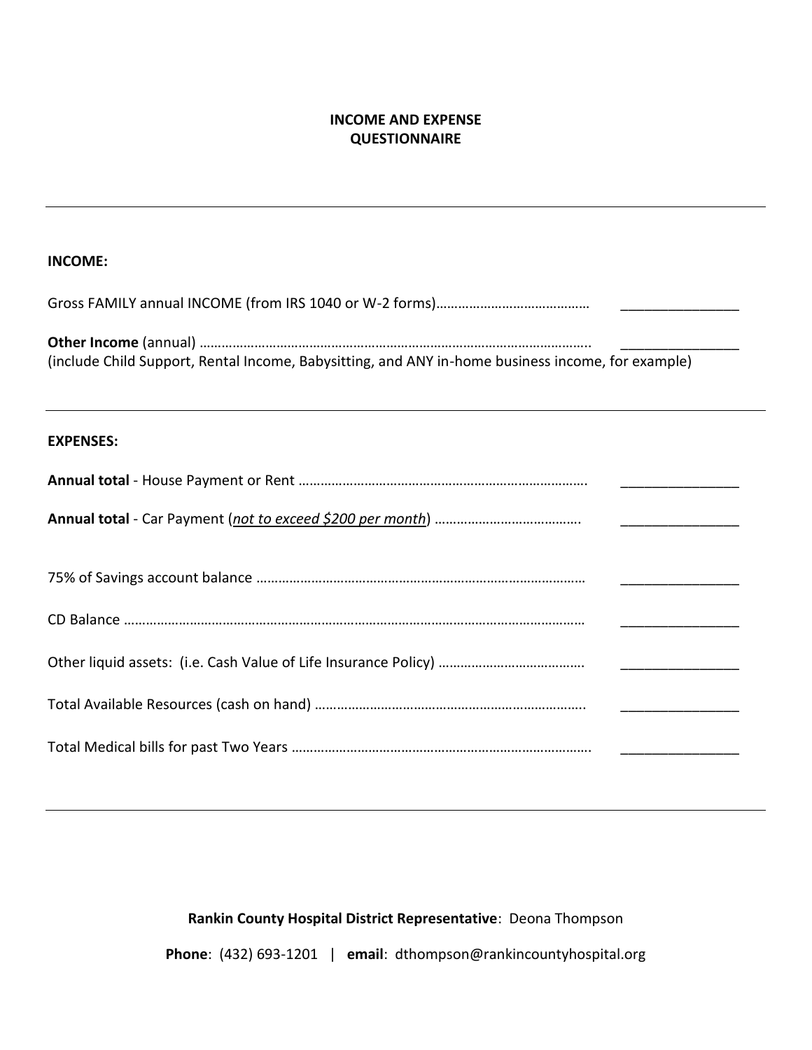**INCOME AND EXPENSE QUESTIONNAIRE**

---

**INCOME:**

Gross FAMILY annual INCOME (from IRS 1040 or W-2 forms)…………………………………… _______________

**Other Income** (annual) …………………………………………………………………………………….. _______________
(include Child Support, Rental Income, Babysitting, and ANY in-home business income, for example)

---

**EXPENSES:**

**Annual total** - House Payment or Rent ……………………………………………………………………. _______________

**Annual total** - Car Payment (*not to exceed $200 per month*) …………………………………. _______________

75% of Savings account balance ……………………………………………………………………………… _______________

CD Balance ……………………………………………………………………………………………………………… _______________

Other liquid assets: (i.e. Cash Value of Life Insurance Policy) …………………………………. _______________

Total Available Resources (cash on hand) ……………………………………………………………….. _______________

Total Medical bills for past Two Years ………………………………………………………………………. _______________

---

**Rankin County Hospital District Representative**: Deona Thompson

**Phone**: (432) 693-1201 | **email**: dthompson@rankincountyhospital.org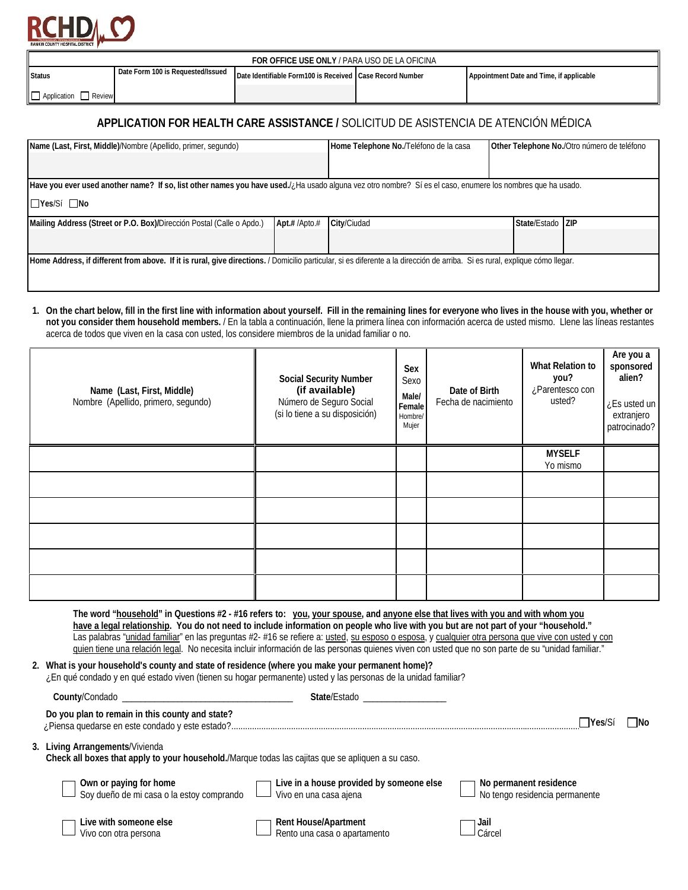RCHD
RANKIN COUNTY HOSPITAL DISTRICT

| FOR OFFICE USE ONLY / PARA USO DE LA OFICINA | | | | |
|---|---|---|---|---|
| **Status** | **Date Form 100 is Requested/Issued** | **Date Identifiable Form100 is Received** | **Case Record Number** | **Appointment Date and Time, if applicable** |
| ☐ Application ☐ Review | | | | |

## APPLICATION FOR HEALTH CARE ASSISTANCE / SOLICITUD DE ASISTENCIA DE ATENCIÓN MÉDICA

| **Name (Last, First, Middle)**/Nombre (Apellido, primer, segundo) | **Home Telephone No.**/Teléfono de la casa | **Other Telephone No.**/Otro número de teléfono |
|---|---|---|
| | | |

**Have you ever used another name? If so, list other names you have used.**/¿Ha usado alguna vez otro nombre? Sí es el caso, enumere los nombres que ha usado.

☐ **Yes**/Sí ☐ **No**

| **Mailing Address (Street or P.O. Box)**/Dirección Postal (Calle o Apdo.) | **Apt.#** /Apto.# | **City**/Ciudad | **State**/Estado | **ZIP** |
|---|---|---|---|---|
| | | | | |

**Home Address, if different from above. If it is rural, give directions.** / Domicilio particular, si es diferente a la dirección de arriba. Si es rural, explique cómo llegar.

1. **On the chart below, fill in the first line with information about yourself. Fill in the remaining lines for everyone who lives in the house with you, whether or not you consider them household members.** / En la tabla a continuación, llene la primera línea con información acerca de usted mismo. Llene las líneas restantes acerca de todos que viven en la casa con usted, los considere miembros de la unidad familiar o no.

| **Name (Last, First, Middle)** Nombre (Apellido, primero, segundo) | **Social Security Number (if available)** Número de Seguro Social (si lo tiene a su disposición) | **Sex** Sexo **Male/ Female** Hombre/ Mujer | **Date of Birth** Fecha de nacimiento | **What Relation to you?** ¿Parentesco con usted? | **Are you a sponsored alien?** ¿Es usted un extranjero patrocinado? |
|---|---|---|---|---|---|
| | | | | **MYSELF** Yo mismo | |
| | | | | | |
| | | | | | |
| | | | | | |
| | | | | | |
| | | | | | |

**The word "household" in Questions #2 - #16 refers to: you, your spouse, and anyone else that lives with you and with whom you have a legal relationship. You do not need to include information on people who live with you but are not part of your "household."**
Las palabras "unidad familiar" en las preguntas #2- #16 se refiere a: usted, su esposo o esposa, y cualquier otra persona que vive con usted y con quien tiene una relación legal. No necesita incluir información de las personas quienes viven con usted que no son parte de su "unidad familiar."

2. **What is your household's county and state of residence (where you make your permanent home)?**
¿En qué condado y en qué estado viven (tienen su hogar permanente) usted y las personas de la unidad familiar?

   **County**/Condado ____________________________________ **State**/Estado __________________

   **Do you plan to remain in this county and state?**
   ¿Piensa quedarse en este condado y este estado?.................................................. ☐ **Yes**/Sí ☐ **No**

3. **Living Arrangements**/Vivienda
**Check all boxes that apply to your household.**/Marque todas las cajitas que se apliquen a su caso.

   ☐ **Own or paying for home** Soy dueño de mi casa o la estoy comprando
   ☐ **Live in a house provided by someone else** Vivo en una casa ajena
   ☐ **No permanent residence** No tengo residencia permanente
   ☐ **Live with someone else** Vivo con otra persona
   ☐ **Rent House/Apartment** Rento una casa o apartamento
   ☐ **Jail** Cárcel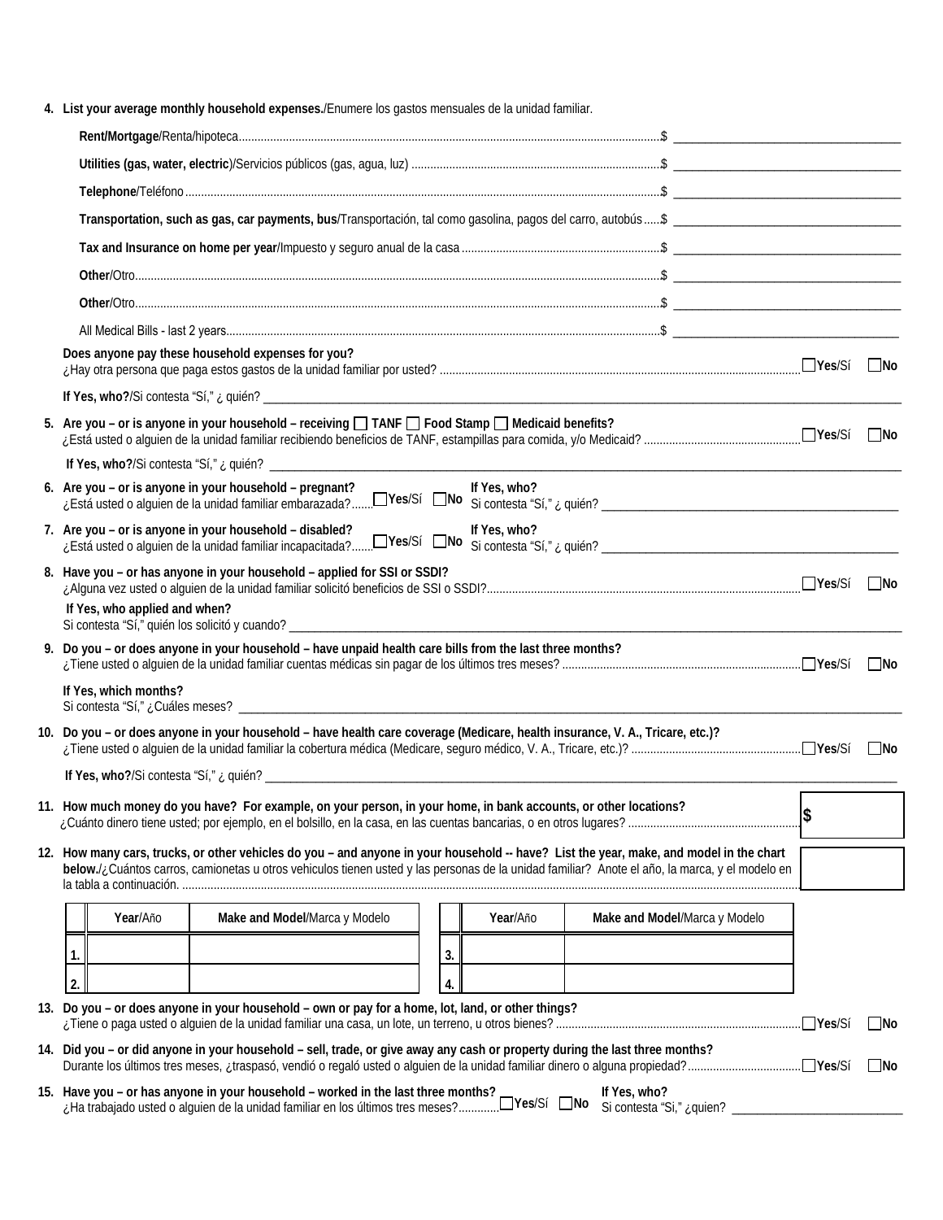4. **List your average monthly household expenses.**/Enumere los gastos mensuales de la unidad familiar.

   **Rent/Mortgage**/Renta/hipoteca........................................................................................................................................$ ____________________

   **Utilities (gas, water, electric)**/Servicios públicos (gas, agua, luz) ..............................................................................$ ____________________

   **Telephone**/Teléfono......................................................................................................................................................$ ____________________

   **Transportation, such as gas, car payments, bus**/Transportación, tal como gasolina, pagos del carro, autobús......$ ____________________

   **Tax and Insurance on home per year**/Impuesto y seguro anual de la casa..............................................................$ ____________________

   **Other**/Otro.....................................................................................................................................................................$ ____________________

   **Other**/Otro.....................................................................................................................................................................$ ____________________

   All Medical Bills - last 2 years.........................................................................................................................................$ ____________________

   **Does anyone pay these household expenses for you?**
   ¿Hay otra persona que paga estos gastos de la unidad familiar por usted? ..................................................................☐ **Yes**/Sí ☐ **No**

   **If Yes, who?**/Si contesta "Sí," ¿ quién? ____________________

5. **Are you – or is anyone in your household – receiving ☐ TANF ☐ Food Stamp ☐ Medicaid benefits?**
   ¿Está usted o alguien de la unidad familiar recibiendo beneficios de TANF, estampillas para comida, y/o Medicaid? ..........☐ **Yes**/Sí ☐ **No**

   **If Yes, who?**/Si contesta "Sí," ¿ quién? ____________________

6. **Are you – or is anyone in your household – pregnant?**
   ¿Está usted o alguien de la unidad familiar embarazada?.......☐ **Yes**/Sí ☐ **No** **If Yes, who?** Si contesta "Sí," ¿ quién? ____________________

7. **Are you – or is anyone in your household – disabled?**
   ¿Está usted o alguien de la unidad familiar incapacitada?.......☐ **Yes**/Sí ☐ **No** **If Yes, who?** Si contesta "Sí," ¿ quién? ____________________

8. **Have you – or has anyone in your household – applied for SSI or SSDI?**
   ¿Alguna vez usted o alguien de la unidad familiar solicitó beneficios de SSI o SSDI?.....................................................☐ **Yes**/Sí ☐ **No**

   **If Yes, who applied and when?**
   Si contesta "Sí," quién los solicitó y cuando? ____________________

9. **Do you – or does anyone in your household – have unpaid health care bills from the last three months?**
   ¿Tiene usted o alguien de la unidad familiar cuentas médicas sin pagar de los últimos tres meses? ..............................☐ **Yes**/Sí ☐ **No**

   **If Yes, which months?**
   Si contesta "Sí," ¿Cuáles meses? ____________________

10. **Do you – or does anyone in your household – have health care coverage (Medicare, health insurance, V. A., Tricare, etc.)?**
    ¿Tiene usted o alguien de la unidad familiar la cobertura médica (Medicare, seguro médico, V. A., Tricare, etc.)? ..........☐ **Yes**/Sí ☐ **No**

    **If Yes, who?**/Si contesta "Sí," ¿ quién? ____________________

11. **How much money do you have? For example, on your person, in your home, in bank accounts, or other locations?**
    ¿Cuánto dinero tiene usted; por ejemplo, en el bolsillo, en la casa, en las cuentas bancarias, o en otros lugares? ..........**$** ________

12. **How many cars, trucks, or other vehicles do you – and anyone in your household -- have? List the year, make, and model in the chart below.**/¿Cuántos carros, camionetas u otros vehiculos tienen usted y las personas de la unidad familiar? Anote el año, la marca, y el modelo en la tabla a continuación. ........ ________

| | **Year**/Año | **Make and Model**/Marca y Modelo | | **Year**/Año | **Make and Model**/Marca y Modelo |
|---|---|---|---|---|---|
| 1. | | | 3. | | |
| 2. | | | 4. | | |

13. **Do you – or does anyone in your household – own or pay for a home, lot, land, or other things?**
    ¿Tiene o paga usted o alguien de la unidad familiar una casa, un lote, un terreno, u otros bienes? ..............................☐ **Yes**/Sí ☐ **No**

14. **Did you – or did anyone in your household – sell, trade, or give away any cash or property during the last three months?**
    Durante los últimos tres meses, ¿traspasó, vendió o regaló usted o alguien de la unidad familiar dinero o alguna propiedad?.........☐ **Yes**/Sí ☐ **No**

15. **Have you – or has anyone in your household – worked in the last three months?**
    ¿Ha trabajado usted o alguien de la unidad familiar en los últimos tres meses?.............☐ **Yes**/Sí ☐ **No** **If Yes, who?** Si contesta "Si," ¿quien? ____________________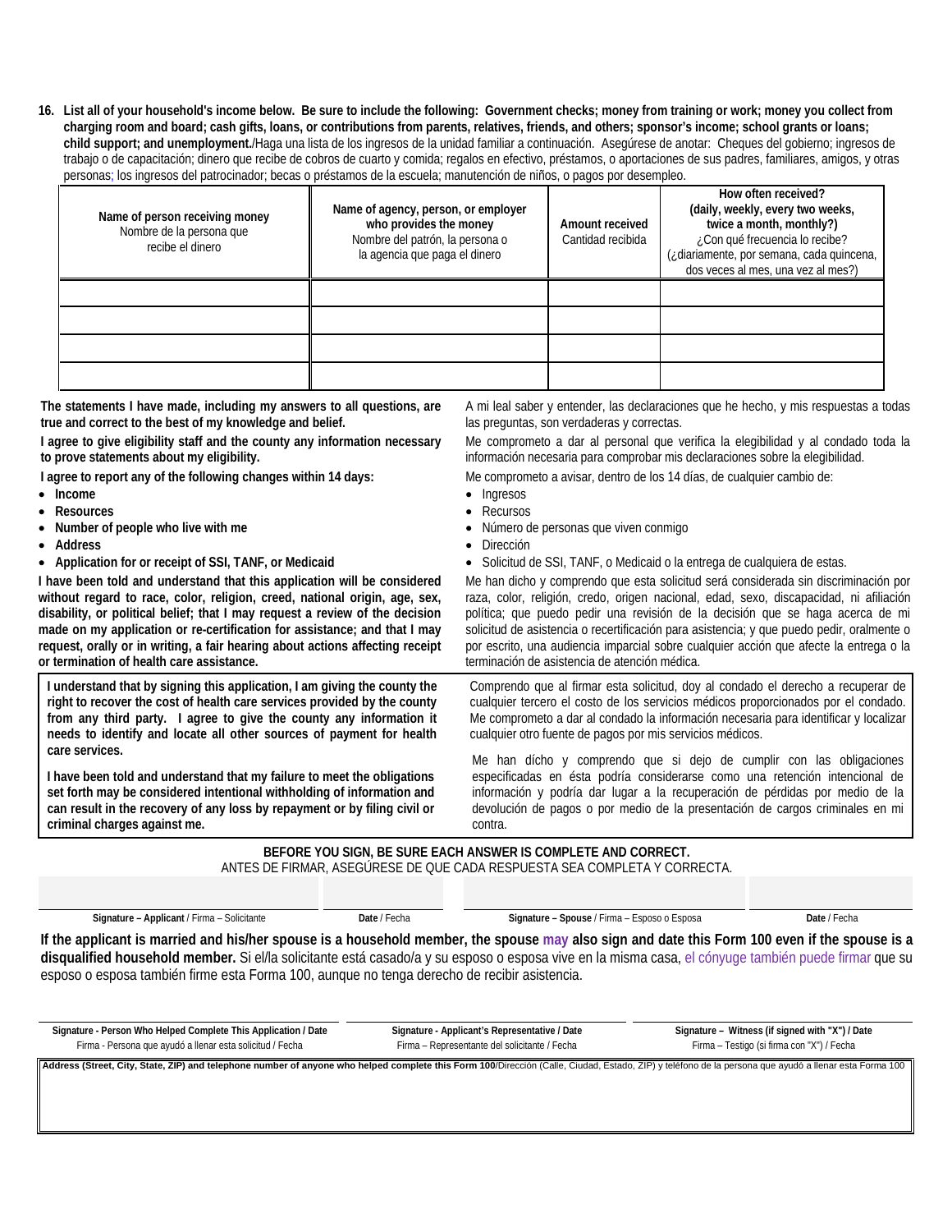**16. List all of your household's income below. Be sure to include the following: Government checks; money from training or work; money you collect from charging room and board; cash gifts, loans, or contributions from parents, relatives, friends, and others; sponsor's income; school grants or loans; child support; and unemployment.**/Haga una lista de los ingresos de la unidad familiar a continuación. Asegúrese de anotar: Cheques del gobierno; ingresos de trabajo o de capacitación; dinero que recibe de cobros de cuarto y comida; regalos en efectivo, préstamos, o aportaciones de sus padres, familiares, amigos, y otras personas; los ingresos del patrocinador; becas o préstamos de la escuela; manutención de niños, o pagos por desempleo.

| **Name of person receiving money** Nombre de la persona que recibe el dinero | **Name of agency, person, or employer who provides the money** Nombre del patrón, la persona o la agencia que paga el dinero | **Amount received** Cantidad recibida | **How often received? (daily, weekly, every two weeks, twice a month, monthly?)** ¿Con qué frecuencia lo recibe? (¿diariamente, por semana, cada quincena, dos veces al mes, una vez al mes?) |
|---|---|---|---|
| | | | |
| | | | |
| | | | |
| | | | |

**The statements I have made, including my answers to all questions, are true and correct to the best of my knowledge and belief.**

**I agree to give eligibility staff and the county any information necessary to prove statements about my eligibility.**

**I agree to report any of the following changes within 14 days:**

- **Income**
- **Resources**
- **Number of people who live with me**
- **Address**
- **Application for or receipt of SSI, TANF, or Medicaid**

**I have been told and understand that this application will be considered without regard to race, color, religion, creed, national origin, age, sex, disability, or political belief; that I may request a review of the decision made on my application or re-certification for assistance; and that I may request, orally or in writing, a fair hearing about actions affecting receipt or termination of health care assistance.**

A mi leal saber y entender, las declaraciones que he hecho, y mis respuestas a todas las preguntas, son verdaderas y correctas.

Me comprometo a dar al personal que verifica la elegibilidad y al condado toda la información necesaria para comprobar mis declaraciones sobre la elegibilidad.

Me comprometo a avisar, dentro de los 14 días, de cualquier cambio de:

- Ingresos
- Recursos
- Número de personas que viven conmigo
- Dirección
- Solicitud de SSI, TANF, o Medicaid o la entrega de cualquiera de estas.

Me han dicho y comprendo que esta solicitud será considerada sin discriminación por raza, color, religión, credo, origen nacional, edad, sexo, discapacidad, ni afiliación política; que puedo pedir una revisión de la decisión que se haga acerca de mi solicitud de asistencia o recertificación para asistencia; y que puedo pedir, oralmente o por escrito, una audiencia imparcial sobre cualquier acción que afecte la entrega o la terminación de asistencia de atención médica.

**I understand that by signing this application, I am giving the county the right to recover the cost of health care services provided by the county from any third party. I agree to give the county any information it needs to identify and locate all other sources of payment for health care services.**

**I have been told and understand that my failure to meet the obligations set forth may be considered intentional withholding of information and can result in the recovery of any loss by repayment or by filing civil or criminal charges against me.**

Comprendo que al firmar esta solicitud, doy al condado el derecho a recuperar de cualquier tercero el costo de los servicios médicos proporcionados por el condado. Me comprometo a dar al condado la información necesaria para identificar y localizar cualquier otro fuente de pagos por mis servicios médicos.

Me han dícho y comprendo que si dejo de cumplir con las obligaciones especificadas en ésta podría considerarse como una retención intencional de información y podría dar lugar a la recuperación de pérdidas por medio de la devolución de pagos o por medio de la presentación de cargos criminales en mi contra.

**BEFORE YOU SIGN, BE SURE EACH ANSWER IS COMPLETE AND CORRECT.**
ANTES DE FIRMAR, ASEGÚRESE DE QUE CADA RESPUESTA SEA COMPLETA Y CORRECTA.

| | | | |
|---|---|---|---|
| **Signature – Applicant** / Firma – Solicitante | **Date** / Fecha | **Signature – Spouse** / Firma – Esposo o Esposa | **Date** / Fecha |

**If the applicant is married and his/her spouse is a household member, the spouse may also sign and date this Form 100 even if the spouse is a disqualified household member.** Si el/la solicitante está casado/a y su esposo o esposa vive en la misma casa, el cónyuge también puede firmar que su esposo o esposa también firme esta Forma 100, aunque no tenga derecho de recibir asistencia.

| | | |
|---|---|---|
| **Signature - Person Who Helped Complete This Application / Date** Firma - Persona que ayudó a llenar esta solicitud / Fecha | **Signature - Applicant's Representative / Date** Firma – Representante del solicitante / Fecha | **Signature – Witness (if signed with "X") / Date** Firma – Testigo (si firma con "X") / Fecha |

**Address (Street, City, State, ZIP) and telephone number of anyone who helped complete this Form 100**/Dirección (Calle, Ciudad, Estado, ZIP) y teléfono de la persona que ayudó a llenar esta Forma 100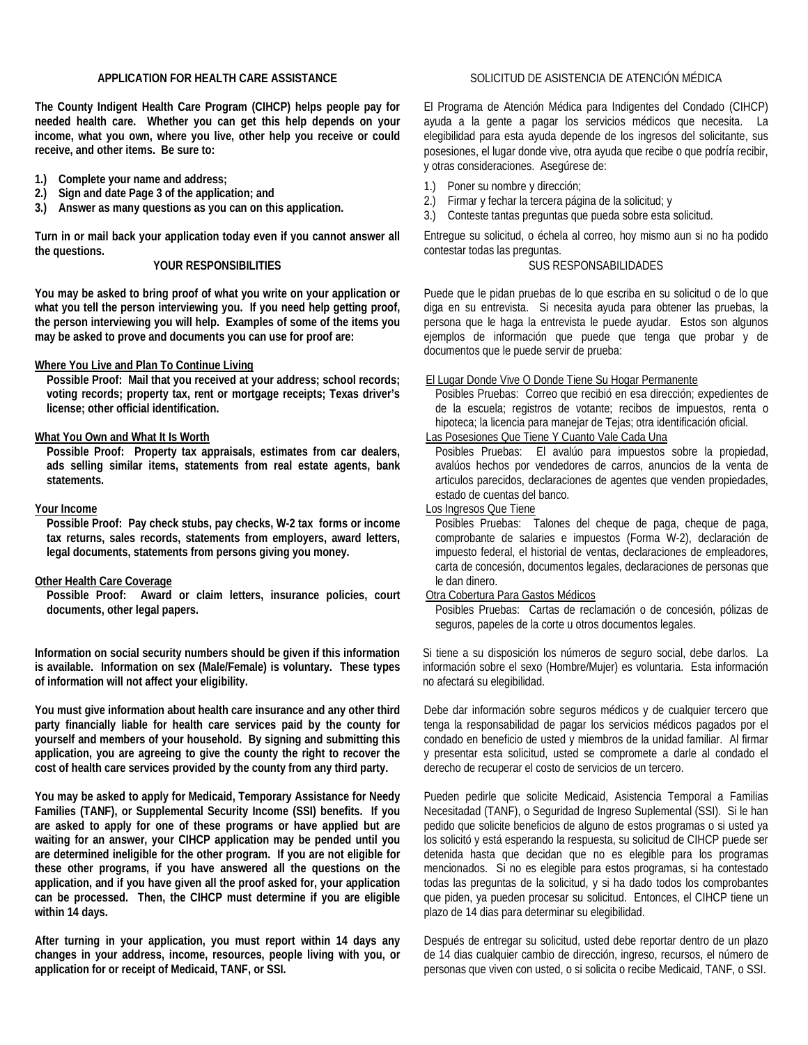## APPLICATION FOR HEALTH CARE ASSISTANCE

**The County Indigent Health Care Program (CIHCP) helps people pay for needed health care. Whether you can get this help depends on your income, what you own, where you live, other help you receive or could receive, and other items. Be sure to:**

1. **Complete your name and address;**
2. **Sign and date Page 3 of the application; and**
3. **Answer as many questions as you can on this application.**

**Turn in or mail back your application today even if you cannot answer all the questions.**

### YOUR RESPONSIBILITIES

**You may be asked to bring proof of what you write on your application or what you tell the person interviewing you. If you need help getting proof, the person interviewing you will help. Examples of some of the items you may be asked to prove and documents you can use for proof are:**

Where You Live and Plan To Continue Living

**Possible Proof: Mail that you received at your address; school records; voting records; property tax, rent or mortgage receipts; Texas driver's license; other official identification.**

What You Own and What It Is Worth

**Possible Proof: Property tax appraisals, estimates from car dealers, ads selling similar items, statements from real estate agents, bank statements.**

Your Income

**Possible Proof: Pay check stubs, pay checks, W-2 tax forms or income tax returns, sales records, statements from employers, award letters, legal documents, statements from persons giving you money.**

Other Health Care Coverage

**Possible Proof: Award or claim letters, insurance policies, court documents, other legal papers.**

**Information on social security numbers should be given if this information is available. Information on sex (Male/Female) is voluntary. These types of information will not affect your eligibility.**

**You must give information about health care insurance and any other third party financially liable for health care services paid by the county for yourself and members of your household. By signing and submitting this application, you are agreeing to give the county the right to recover the cost of health care services provided by the county from any third party.**

**You may be asked to apply for Medicaid, Temporary Assistance for Needy Families (TANF), or Supplemental Security Income (SSI) benefits. If you are asked to apply for one of these programs or have applied but are waiting for an answer, your CIHCP application may be pended until you are determined ineligible for the other program. If you are not eligible for these other programs, if you have answered all the questions on the application, and if you have given all the proof asked for, your application can be processed. Then, the CIHCP must determine if you are eligible within 14 days.**

**After turning in your application, you must report within 14 days any changes in your address, income, resources, people living with you, or application for or receipt of Medicaid, TANF, or SSI.**

## SOLICITUD DE ASISTENCIA DE ATENCIÓN MÉDICA

El Programa de Atención Médica para Indigentes del Condado (CIHCP) ayuda a la gente a pagar los servicios médicos que necesita. La elegibilidad para esta ayuda depende de los ingresos del solicitante, sus posesiones, el lugar donde vive, otra ayuda que recibe o que podría recibir, y otras consideraciones. Asegúrese de:

1. Poner su nombre y dirección;
2. Firmar y fechar la tercera página de la solicitud; y
3. Conteste tantas preguntas que pueda sobre esta solicitud.

Entregue su solicitud, o échela al correo, hoy mismo aun si no ha podido contestar todas las preguntas.

### SUS RESPONSABILIDADES

Puede que le pidan pruebas de lo que escriba en su solicitud o de lo que diga en su entrevista. Si necesita ayuda para obtener las pruebas, la persona que le haga la entrevista le puede ayudar. Estos son algunos ejemplos de información que puede que tenga que probar y de documentos que le puede servir de prueba:

El Lugar Donde Vive O Donde Tiene Su Hogar Permanente

Posibles Pruebas: Correo que recibió en esa dirección; expedientes de de la escuela; registros de votante; recibos de impuestos, renta o hipoteca; la licencia para manejar de Tejas; otra identificación oficial.

Las Posesiones Que Tiene Y Cuanto Vale Cada Una

Posibles Pruebas: El avalúo para impuestos sobre la propiedad, avalúos hechos por vendedores de carros, anuncios de la venta de articulos parecidos, declaraciones de agentes que venden propiedades, estado de cuentas del banco.

Los Ingresos Que Tiene

Posibles Pruebas: Talones del cheque de paga, cheque de paga, comprobante de salaries e impuestos (Forma W-2), declaración de impuesto federal, el historial de ventas, declaraciones de empleadores, carta de concesión, documentos legales, declaraciones de personas que le dan dinero.

Otra Cobertura Para Gastos Médicos

Posibles Pruebas: Cartas de reclamación o de concesión, pólizas de seguros, papeles de la corte u otros documentos legales.

Si tiene a su disposición los números de seguro social, debe darlos. La información sobre el sexo (Hombre/Mujer) es voluntaria. Esta información no afectará su elegibilidad.

Debe dar información sobre seguros médicos y de cualquier tercero que tenga la responsabilidad de pagar los servicios médicos pagados por el condado en beneficio de usted y miembros de la unidad familiar. Al firmar y presentar esta solicitud, usted se compromete a darle al condado el derecho de recuperar el costo de servicios de un tercero.

Pueden pedirle que solicite Medicaid, Asistencia Temporal a Familias Necesitadad (TANF), o Seguridad de Ingreso Suplemental (SSI). Si le han pedido que solicite beneficios de alguno de estos programas o si usted ya los solicitó y está esperando la respuesta, su solicitud de CIHCP puede ser detenida hasta que decidan que no es elegible para los programas mencionados. Si no es elegible para estos programas, si ha contestado todas las preguntas de la solicitud, y si ha dado todos los comprobantes que piden, ya pueden procesar su solicitud. Entonces, el CIHCP tiene un plazo de 14 dias para determinar su elegibilidad.

Después de entregar su solicitud, usted debe reportar dentro de un plazo de 14 dias cualquier cambio de dirección, ingreso, recursos, el número de personas que viven con usted, o si solicita o recibe Medicaid, TANF, o SSI.